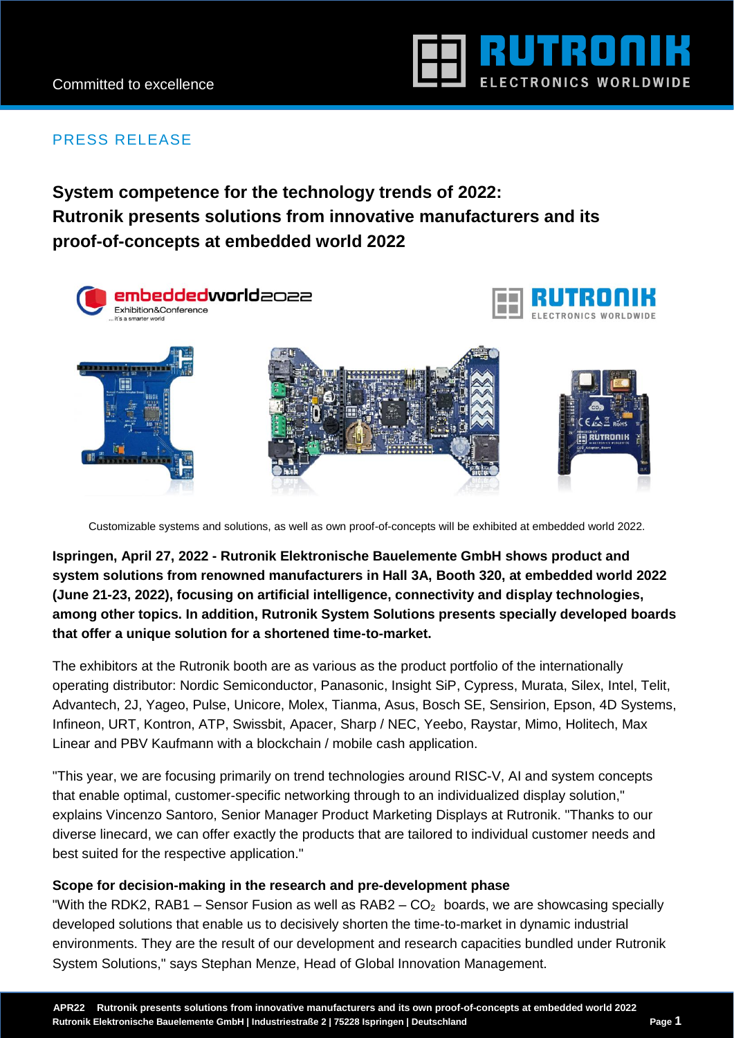PRESS RELEASE

# System competence for the technology trends of 2022: Rutronik presents solutions from innovative manufacturers and its proof-of-concepts at embedded world 2022

Customizable systems and solutions, as well as own proof-of-concepts will be exhibited at embedded world 2022.

**Ispringen, April 27, 2022 - Rutronik Elektronische Bauelemente GmbH shows product and system solutions from renowned manufacturers in Hall 3A, Booth 320, at embedded world 2022 (June 21-23, 2022), focusing on artificial intelligence, connectivity and display technologies, among other topics. In addition, Rutronik System Solutions presents specially developed boards that offer a unique solution for a shortened time-to-market.**

The exhibitors at the Rutronik booth are as various as the product portfolio of the internationally operating distributor: Nordic Semiconductor, Panasonic, Insight SiP, Cypress, Murata, Silex, Intel, Telit, Advantech, 2J, Yageo, Pulse, Unicore, Molex, Tianma, Asus, Bosch SE, Sensirion, Epson, 4D Systems, Infineon, URT, Kontron, ATP, Swissbit, Apacer, Sharp / NEC, Yeebo, Raystar, Mimo, Holitech, Max Linear and PBV Kaufmann with a blockchain / mobile cash application.

"This year, we are focusing primarily on trend technologies around RISC-V, AI and system concepts that enable optimal, customer-specific networking through to an individualized display solution," explains Vincenzo Santoro, Senior Manager Product Marketing Displays at Rutronik. "Thanks to our diverse linecard, we can offer exactly the products that are tailored to individual customer needs and best suited for the respective application."

**Scope for decision-making in the research and pre-development phase**

"With the RDK2, RAB1 – Sensor Fusion as well as RAB2 – $CO_2$ boards, we are showcasing specially developed solutions that enable us to decisively shorten the time-to-market in dynamic industrial environments. They are the result of our development and research capacities bundled under Rutronik System Solutions," says Stephan Menze, Head of Global Innovation Management.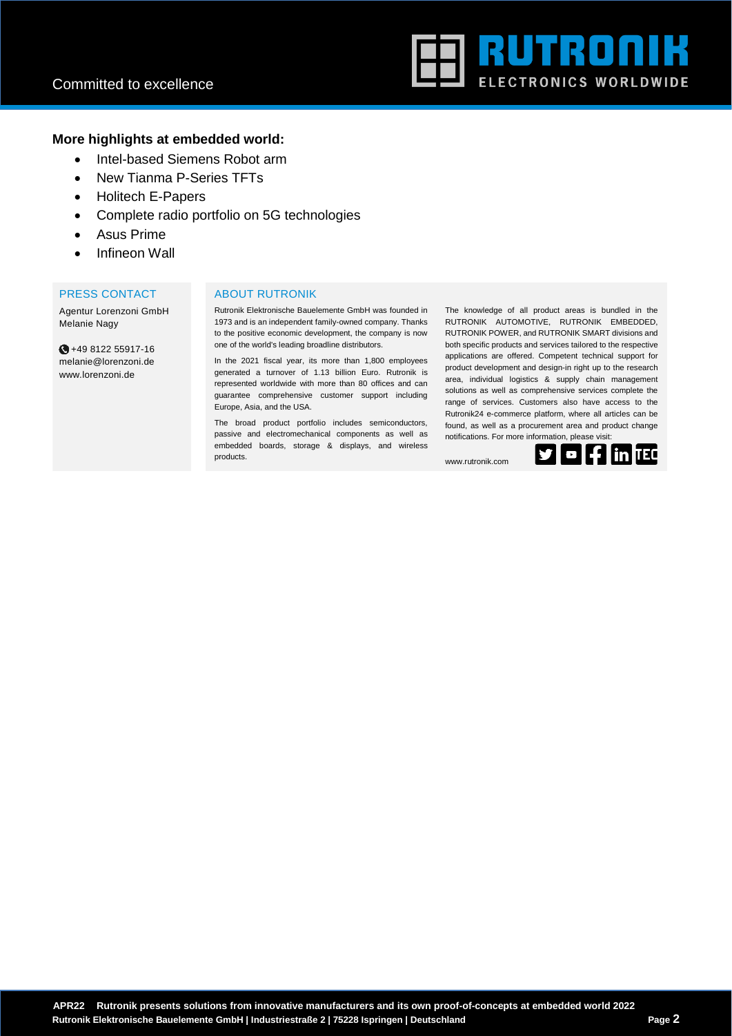**More highlights at embedded world:**

- Intel-based Siemens Robot arm
- New Tianma P-Series TFTs
- Holitech E-Papers
- Complete radio portfolio on 5G technologies
- Asus Prime
- Infineon Wall

### PRESS CONTACT

Agentur Lorenzoni GmbH
Melanie Nagy

+49 8122 55917-16
melanie@lorenzoni.de
www.lorenzoni.de

### ABOUT RUTRONIK

Rutronik Elektronische Bauelemente GmbH was founded in 1973 and is an independent family-owned company. Thanks to the positive economic development, the company is now one of the world's leading broadline distributors.

In the 2021 fiscal year, its more than 1,800 employees generated a turnover of 1.13 billion Euro. Rutronik is represented worldwide with more than 80 offices and can guarantee comprehensive customer support including Europe, Asia, and the USA.

The broad product portfolio includes semiconductors, passive and electromechanical components as well as embedded boards, storage & displays, and wireless products.

The knowledge of all product areas is bundled in the RUTRONIK AUTOMOTIVE, RUTRONIK EMBEDDED, RUTRONIK POWER, and RUTRONIK SMART divisions and both specific products and services tailored to the respective applications are offered. Competent technical support for product development and design-in right up to the research area, individual logistics & supply chain management solutions as well as comprehensive services complete the range of services. Customers also have access to the Rutronik24 e-commerce platform, where all articles can be found, as well as a procurement area and product change notifications. For more information, please visit:

www.rutronik.com